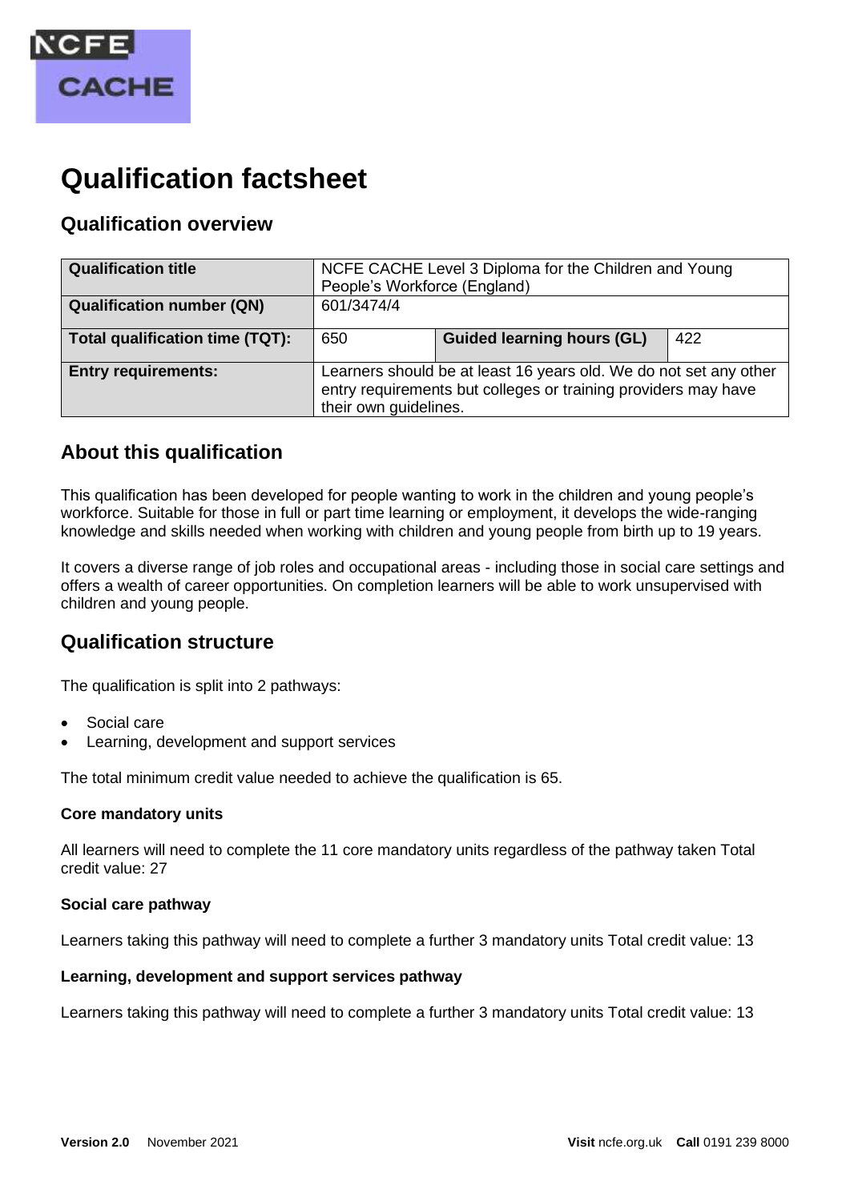# Qualification factsheet

## Qualification overview

| Qualification title | NCFE CACHE Level 3 Diploma for the Children and Young People's Workforce (England) | | |
|---|---|---|---|
| **Qualification number (QN)** | 601/3474/4 | | |
| **Total qualification time (TQT):** | 650 | **Guided learning hours (GL)** | 422 |
| **Entry requirements:** | Learners should be at least 16 years old. We do not set any other entry requirements but colleges or training providers may have their own guidelines. | | |

## About this qualification

This qualification has been developed for people wanting to work in the children and young people's workforce. Suitable for those in full or part time learning or employment, it develops the wide-ranging knowledge and skills needed when working with children and young people from birth up to 19 years.

It covers a diverse range of job roles and occupational areas - including those in social care settings and offers a wealth of career opportunities. On completion learners will be able to work unsupervised with children and young people.

## Qualification structure

The qualification is split into 2 pathways:

- Social care
- Learning, development and support services

The total minimum credit value needed to achieve the qualification is 65.

### Core mandatory units

All learners will need to complete the 11 core mandatory units regardless of the pathway taken Total credit value: 27

### Social care pathway

Learners taking this pathway will need to complete a further 3 mandatory units Total credit value: 13

### Learning, development and support services pathway

Learners taking this pathway will need to complete a further 3 mandatory units Total credit value: 13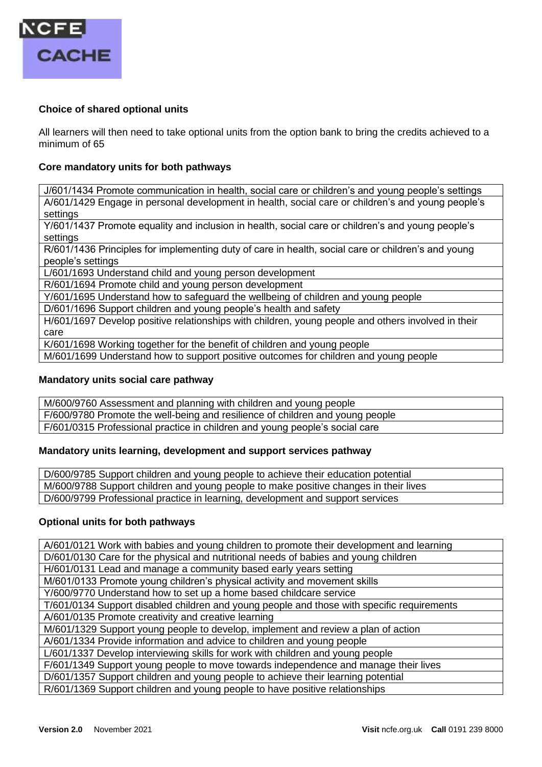**Choice of shared optional units**

All learners will then need to take optional units from the option bank to bring the credits achieved to a minimum of 65

**Core mandatory units for both pathways**

| |
|---|
| J/601/1434 Promote communication in health, social care or children's and young people's settings |
| A/601/1429 Engage in personal development in health, social care or children's and young people's settings |
| Y/601/1437 Promote equality and inclusion in health, social care or children's and young people's settings |
| R/601/1436 Principles for implementing duty of care in health, social care or children's and young people's settings |
| L/601/1693 Understand child and young person development |
| R/601/1694 Promote child and young person development |
| Y/601/1695 Understand how to safeguard the wellbeing of children and young people |
| D/601/1696 Support children and young people's health and safety |
| H/601/1697 Develop positive relationships with children, young people and others involved in their care |
| K/601/1698 Working together for the benefit of children and young people |
| M/601/1699 Understand how to support positive outcomes for children and young people |

**Mandatory units social care pathway**

| |
|---|
| M/600/9760 Assessment and planning with children and young people |
| F/600/9780 Promote the well-being and resilience of children and young people |
| F/601/0315 Professional practice in children and young people's social care |

**Mandatory units learning, development and support services pathway**

| |
|---|
| D/600/9785 Support children and young people to achieve their education potential |
| M/600/9788 Support children and young people to make positive changes in their lives |
| D/600/9799 Professional practice in learning, development and support services |

**Optional units for both pathways**

| |
|---|
| A/601/0121 Work with babies and young children to promote their development and learning |
| D/601/0130 Care for the physical and nutritional needs of babies and young children |
| H/601/0131 Lead and manage a community based early years setting |
| M/601/0133 Promote young children's physical activity and movement skills |
| Y/600/9770 Understand how to set up a home based childcare service |
| T/601/0134 Support disabled children and young people and those with specific requirements |
| A/601/0135 Promote creativity and creative learning |
| M/601/1329 Support young people to develop, implement and review a plan of action |
| A/601/1334 Provide information and advice to children and young people |
| L/601/1337 Develop interviewing skills for work with children and young people |
| F/601/1349 Support young people to move towards independence and manage their lives |
| D/601/1357 Support children and young people to achieve their learning potential |
| R/601/1369 Support children and young people to have positive relationships |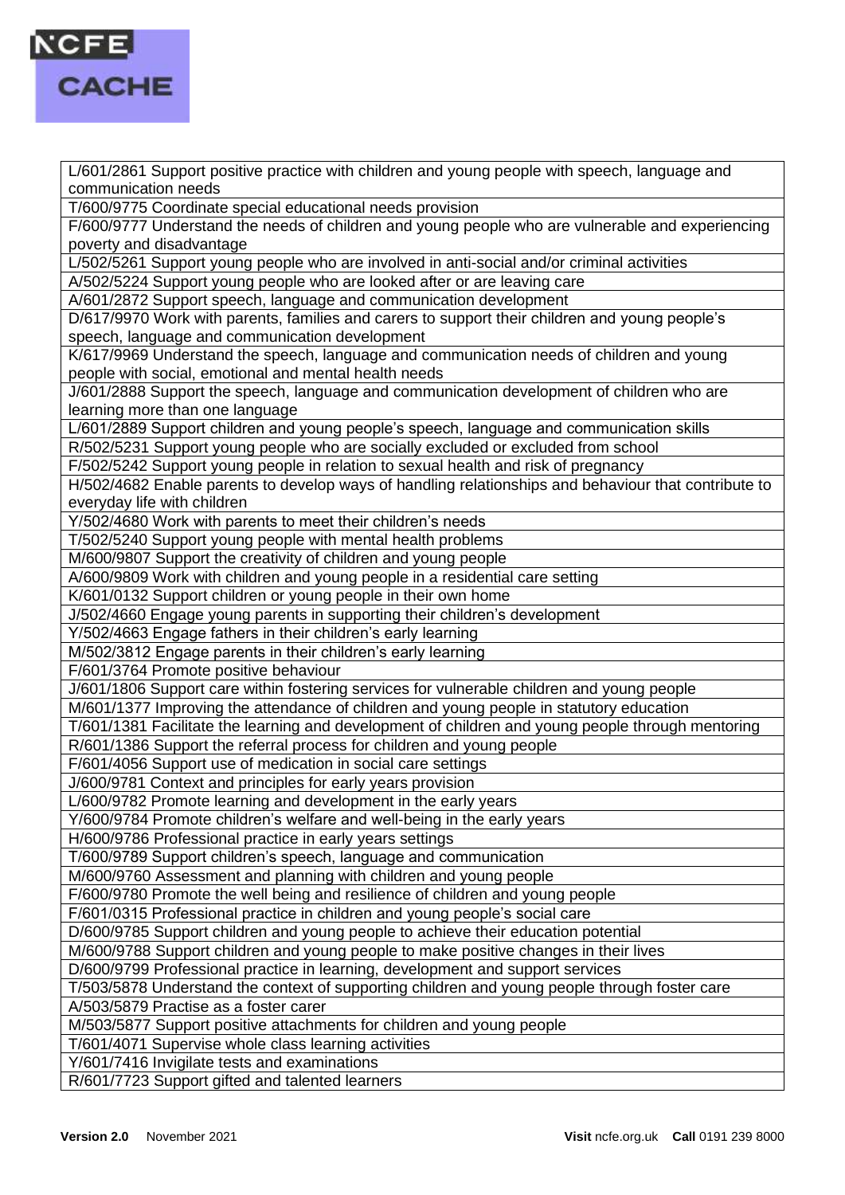| L/601/2861 Support positive practice with children and young people with speech, language and communication needs |
| --- |
| T/600/9775 Coordinate special educational needs provision |
| F/600/9777 Understand the needs of children and young people who are vulnerable and experiencing poverty and disadvantage |
| L/502/5261 Support young people who are involved in anti-social and/or criminal activities |
| A/502/5224 Support young people who are looked after or are leaving care |
| A/601/2872 Support speech, language and communication development |
| D/617/9970 Work with parents, families and carers to support their children and young people's speech, language and communication development |
| K/617/9969 Understand the speech, language and communication needs of children and young people with social, emotional and mental health needs |
| J/601/2888 Support the speech, language and communication development of children who are learning more than one language |
| L/601/2889 Support children and young people's speech, language and communication skills |
| R/502/5231 Support young people who are socially excluded or excluded from school |
| F/502/5242 Support young people in relation to sexual health and risk of pregnancy |
| H/502/4682 Enable parents to develop ways of handling relationships and behaviour that contribute to everyday life with children |
| Y/502/4680 Work with parents to meet their children's needs |
| T/502/5240 Support young people with mental health problems |
| M/600/9807 Support the creativity of children and young people |
| A/600/9809 Work with children and young people in a residential care setting |
| K/601/0132 Support children or young people in their own home |
| J/502/4660 Engage young parents in supporting their children's development |
| Y/502/4663 Engage fathers in their children's early learning |
| M/502/3812 Engage parents in their children's early learning |
| F/601/3764 Promote positive behaviour |
| J/601/1806 Support care within fostering services for vulnerable children and young people |
| M/601/1377 Improving the attendance of children and young people in statutory education |
| T/601/1381 Facilitate the learning and development of children and young people through mentoring |
| R/601/1386 Support the referral process for children and young people |
| F/601/4056 Support use of medication in social care settings |
| J/600/9781 Context and principles for early years provision |
| L/600/9782 Promote learning and development in the early years |
| Y/600/9784 Promote children's welfare and well-being in the early years |
| H/600/9786 Professional practice in early years settings |
| T/600/9789 Support children's speech, language and communication |
| M/600/9760 Assessment and planning with children and young people |
| F/600/9780 Promote the well being and resilience of children and young people |
| F/601/0315 Professional practice in children and young people's social care |
| D/600/9785 Support children and young people to achieve their education potential |
| M/600/9788 Support children and young people to make positive changes in their lives |
| D/600/9799 Professional practice in learning, development and support services |
| T/503/5878 Understand the context of supporting children and young people through foster care |
| A/503/5879 Practise as a foster carer |
| M/503/5877 Support positive attachments for children and young people |
| T/601/4071 Supervise whole class learning activities |
| Y/601/7416 Invigilate tests and examinations |
| R/601/7723 Support gifted and talented learners |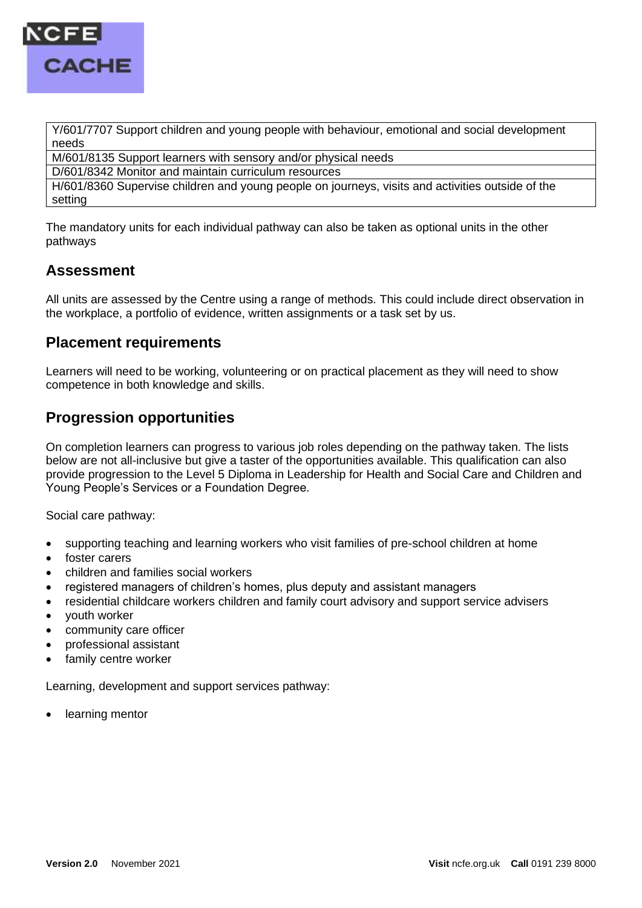| |
|---|
| Y/601/7707 Support children and young people with behaviour, emotional and social development needs |
| M/601/8135 Support learners with sensory and/or physical needs |
| D/601/8342 Monitor and maintain curriculum resources |
| H/601/8360 Supervise children and young people on journeys, visits and activities outside of the setting |

The mandatory units for each individual pathway can also be taken as optional units in the other pathways

## Assessment

All units are assessed by the Centre using a range of methods. This could include direct observation in the workplace, a portfolio of evidence, written assignments or a task set by us.

## Placement requirements

Learners will need to be working, volunteering or on practical placement as they will need to show competence in both knowledge and skills.

## Progression opportunities

On completion learners can progress to various job roles depending on the pathway taken. The lists below are not all-inclusive but give a taster of the opportunities available. This qualification can also provide progression to the Level 5 Diploma in Leadership for Health and Social Care and Children and Young People's Services or a Foundation Degree.

Social care pathway:

- supporting teaching and learning workers who visit families of pre-school children at home
- foster carers
- children and families social workers
- registered managers of children's homes, plus deputy and assistant managers
- residential childcare workers children and family court advisory and support service advisers
- youth worker
- community care officer
- professional assistant
- family centre worker

Learning, development and support services pathway:

- learning mentor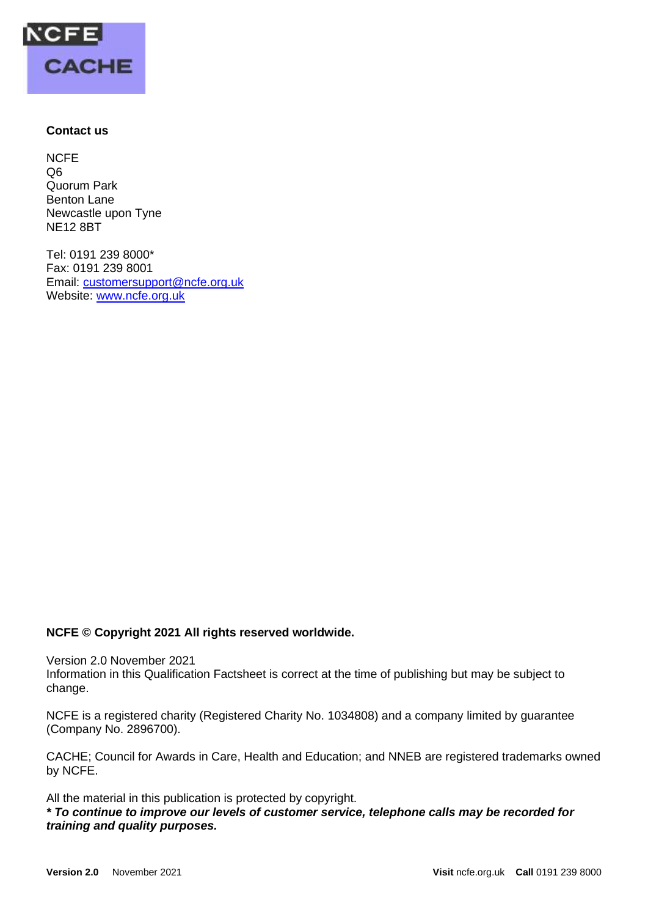**Contact us**

NCFE
Q6
Quorum Park
Benton Lane
Newcastle upon Tyne
NE12 8BT

Tel: 0191 239 8000*
Fax: 0191 239 8001
Email: customersupport@ncfe.org.uk
Website: www.ncfe.org.uk

**NCFE © Copyright 2021 All rights reserved worldwide.**

Version 2.0 November 2021
Information in this Qualification Factsheet is correct at the time of publishing but may be subject to change.

NCFE is a registered charity (Registered Charity No. 1034808) and a company limited by guarantee (Company No. 2896700).

CACHE; Council for Awards in Care, Health and Education; and NNEB are registered trademarks owned by NCFE.

All the material in this publication is protected by copyright.
***\* To continue to improve our levels of customer service, telephone calls may be recorded for training and quality purposes.***